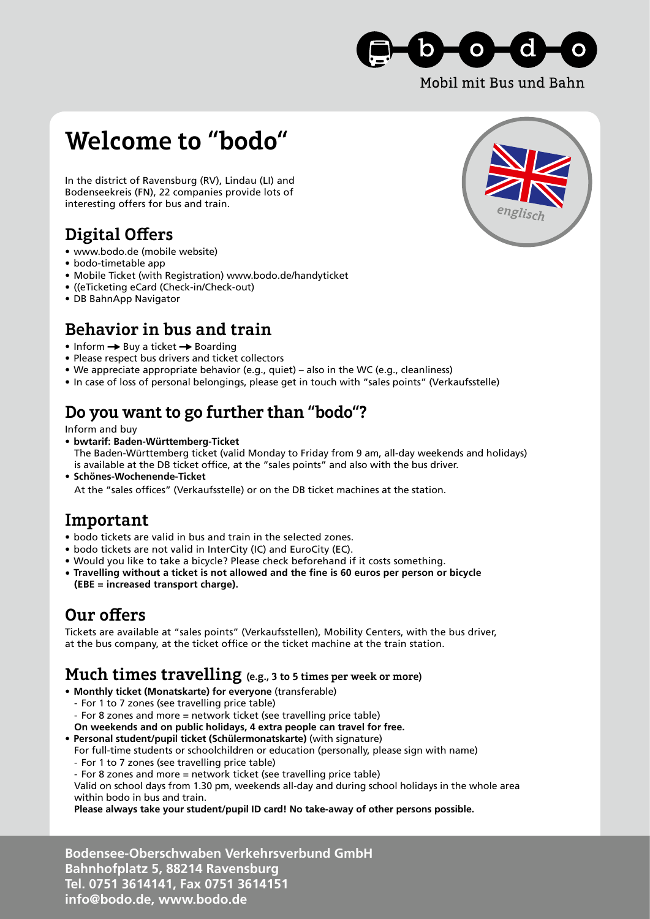b o d o

Mobil mit Bus und Bahn

# Welcome to "bodo"

englisch

In the district of Ravensburg (RV), Lindau (LI) and Bodenseekreis (FN), 22 companies provide lots of interesting offers for bus and train.

## Digital Offers

- www.bodo.de (mobile website)
- bodo-timetable app
- Mobile Ticket (with Registration) www.bodo.de/handyticket
- ((eTicketing eCard (Check-in/Check-out)
- DB BahnApp Navigator

## Behavior in bus and train

- Inform → Buy a ticket → Boarding
- Please respect bus drivers and ticket collectors
- We appreciate appropriate behavior (e.g., quiet) – also in the WC (e.g., cleanliness)
- In case of loss of personal belongings, please get in touch with "sales points" (Verkaufsstelle)

## Do you want to go further than "bodo"?

Inform and buy

- **bwtarif: Baden-Württemberg-Ticket**
  The Baden-Württemberg ticket (valid Monday to Friday from 9 am, all-day weekends and holidays) is available at the DB ticket office, at the "sales points" and also with the bus driver.
- **Schönes-Wochenende-Ticket**
  At the "sales offices" (Verkaufsstelle) or on the DB ticket machines at the station.

## Important

- bodo tickets are valid in bus and train in the selected zones.
- bodo tickets are not valid in InterCity (IC) and EuroCity (EC).
- Would you like to take a bicycle? Please check beforehand if it costs something.
- **Travelling without a ticket is not allowed and the fine is 60 euros per person or bicycle (EBE = increased transport charge).**

## Our offers

Tickets are available at "sales points" (Verkaufsstellen), Mobility Centers, with the bus driver, at the bus company, at the ticket office or the ticket machine at the train station.

## Much times travelling (e.g., 3 to 5 times per week or more)

- **Monthly ticket (Monatskarte) for everyone** (transferable)
  - For 1 to 7 zones (see travelling price table)
  - For 8 zones and more = network ticket (see travelling price table)

  **On weekends and on public holidays, 4 extra people can travel for free.**
- **Personal student/pupil ticket (Schülermonatskarte)** (with signature)
  For full-time students or schoolchildren or education (personally, please sign with name)
  - For 1 to 7 zones (see travelling price table)
  - For 8 zones and more = network ticket (see travelling price table)

  Valid on school days from 1.30 pm, weekends all-day and during school holidays in the whole area within bodo in bus and train.

  **Please always take your student/pupil ID card! No take-away of other persons possible.**

**Bodensee-Oberschwaben Verkehrsverbund GmbH**
**Bahnhofplatz 5, 88214 Ravensburg**
**Tel. 0751 3614141, Fax 0751 3614151**
**info@bodo.de, www.bodo.de**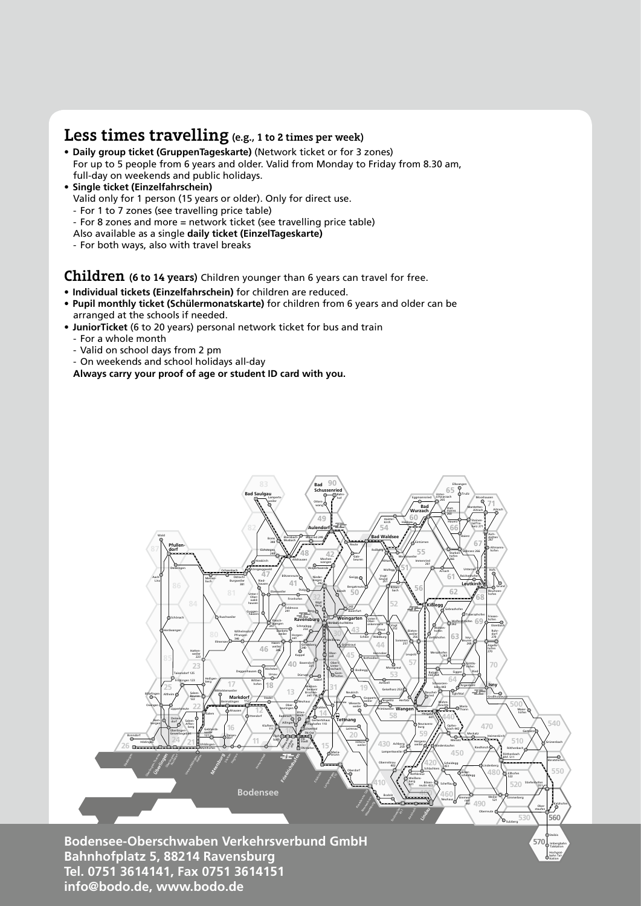## Less times travelling (e.g., 1 to 2 times per week)

- **Daily group ticket (GruppenTageskarte)** (Network ticket or for 3 zones)
  For up to 5 people from 6 years and older. Valid from Monday to Friday from 8.30 am, full-day on weekends and public holidays.
- **Single ticket (Einzelfahrschein)**
  Valid only for 1 person (15 years or older). Only for direct use.
  - For 1 to 7 zones (see travelling price table)
  - For 8 zones and more = network ticket (see travelling price table)

  Also available as a single **daily ticket (EinzelTageskarte)**
  - For both ways, also with travel breaks

## Children (6 to 14 years) Children younger than 6 years can travel for free.

- **Individual tickets (Einzelfahrschein)** for children are reduced.
- **Pupil monthly ticket (Schülermonatskarte)** for children from 6 years and older can be arranged at the schools if needed.
- **JuniorTicket** (6 to 20 years) personal network ticket for bus and train
  - For a whole month
  - Valid on school days from 2 pm
  - On weekends and school holidays all-day

  **Always carry your proof of age or student ID card with you.**

**Bodensee-Oberschwaben Verkehrsverbund GmbH**
**Bahnhofplatz 5, 88214 Ravensburg**
**Tel. 0751 3614141, Fax 0751 3614151**
**info@bodo.de, www.bodo.de**